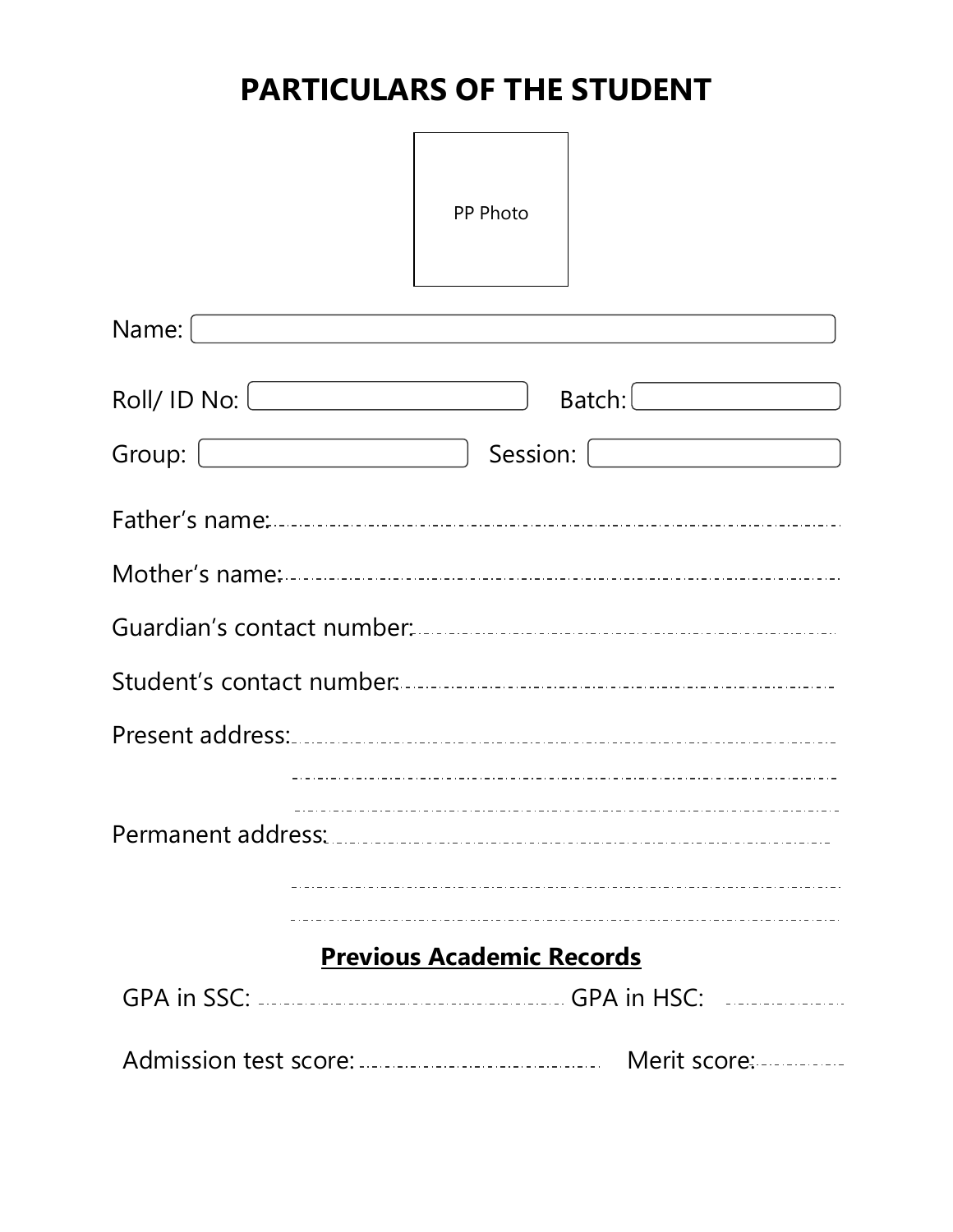# PARTICULARS OF THE STUDENT

PP Photo

Name: ______________________________

Roll/ ID No: ____________ Batch: ____________

Group: ____________ Session: ____________

Father's name: ......................................................................

Mother's name: ......................................................................

Guardian's contact number: ......................................................

Student's contact number: ........................................................

Present address: ......................................................................

......................................................................

......................................................................

Permanent address: ..................................................................

......................................................................

......................................................................

**<u>Previous Academic Records</u>**

GPA in SSC: ........................................ GPA in HSC: ..............

Admission test score: ................................ Merit score: ..............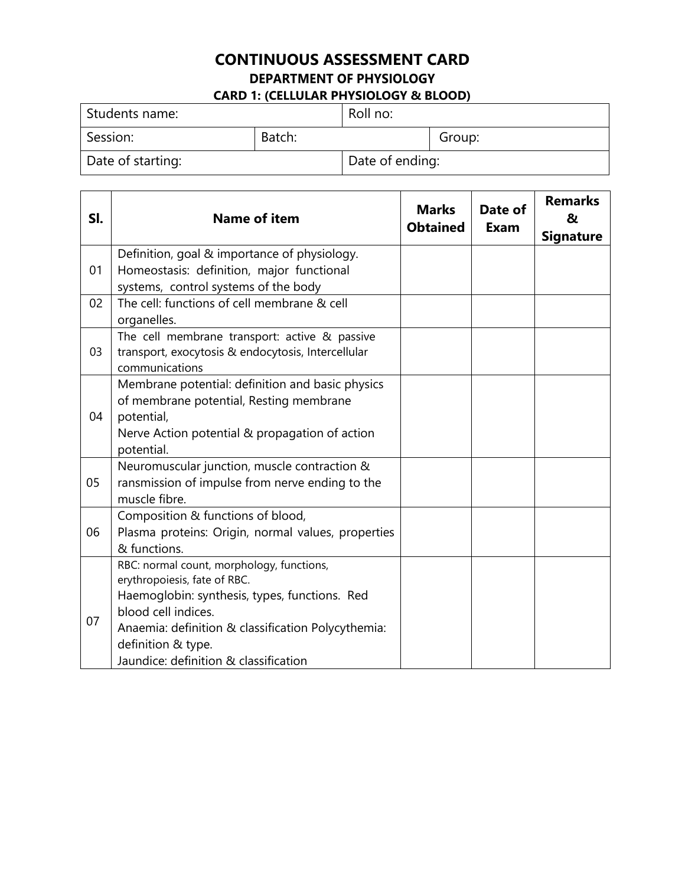# CONTINUOUS ASSESSMENT CARD

## DEPARTMENT OF PHYSIOLOGY

### CARD 1: (CELLULAR PHYSIOLOGY & BLOOD)

| Students name: | | Roll no: | |
|---|---|---|---|
| Session: | Batch: | | Group: |
| Date of starting: | | Date of ending: | |

| Sl. | Name of item | Marks Obtained | Date of Exam | Remarks & Signature |
|---|---|---|---|---|
| 01 | Definition, goal & importance of physiology. Homeostasis: definition, major functional systems, control systems of the body | | | |
| 02 | The cell: functions of cell membrane & cell organelles. | | | |
| 03 | The cell membrane transport: active & passive transport, exocytosis & endocytosis, Intercellular communications | | | |
| 04 | Membrane potential: definition and basic physics of membrane potential, Resting membrane potential, Nerve Action potential & propagation of action potential. | | | |
| 05 | Neuromuscular junction, muscle contraction & ransmission of impulse from nerve ending to the muscle fibre. | | | |
| 06 | Composition & functions of blood, Plasma proteins: Origin, normal values, properties & functions. | | | |
| 07 | RBC: normal count, morphology, functions, erythropoiesis, fate of RBC. Haemoglobin: synthesis, types, functions. Red blood cell indices. Anaemia: definition & classification Polycythemia: definition & type. Jaundice: definition & classification | | | |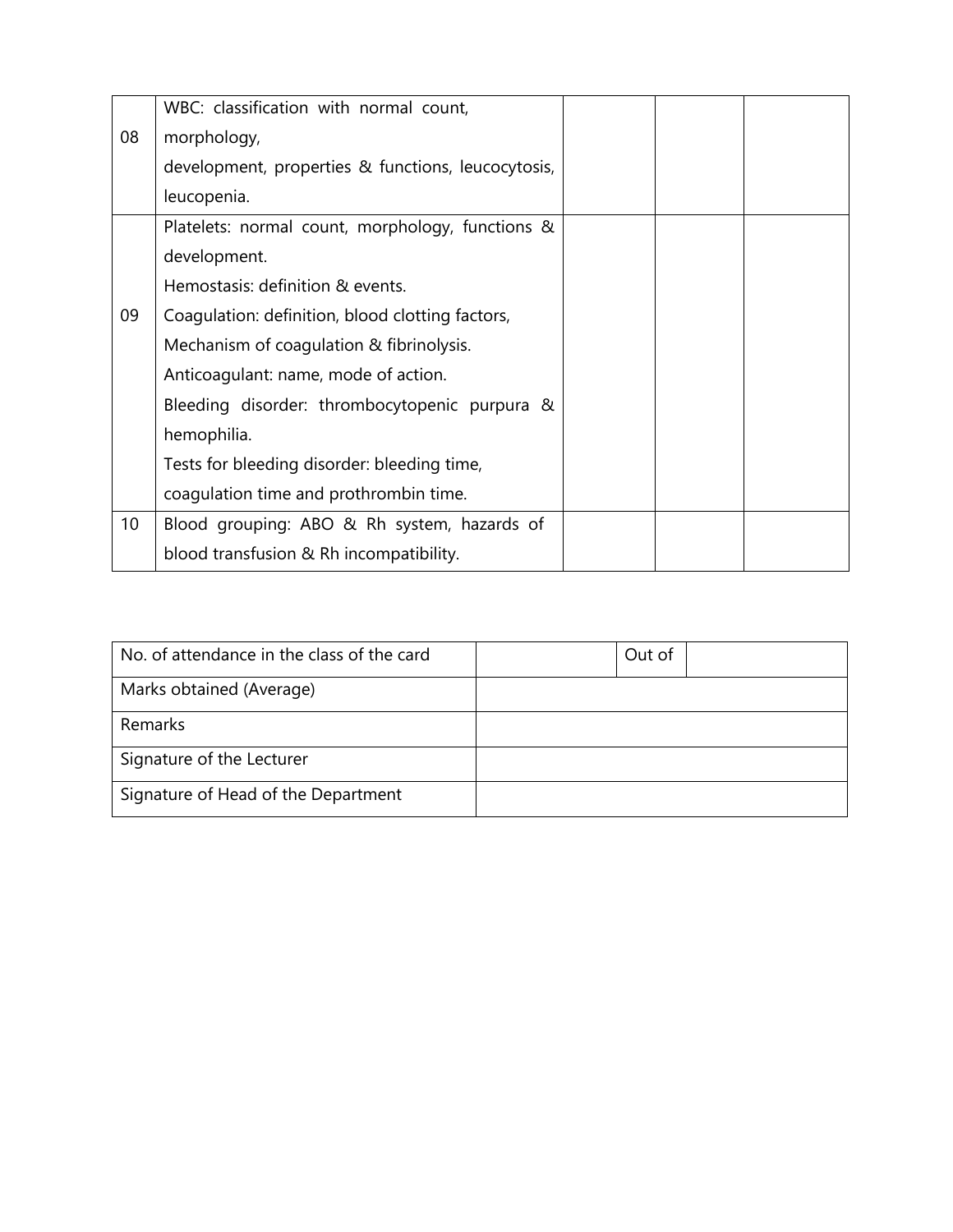| | | | | |
|---|---|---|---|---|
| 08 | WBC: classification with normal count, morphology, development, properties & functions, leucocytosis, leucopenia. | | | |
| 09 | Platelets: normal count, morphology, functions & development.<br>Hemostasis: definition & events.<br>Coagulation: definition, blood clotting factors, Mechanism of coagulation & fibrinolysis.<br>Anticoagulant: name, mode of action.<br>Bleeding disorder: thrombocytopenic purpura & hemophilia.<br>Tests for bleeding disorder: bleeding time, coagulation time and prothrombin time. | | | |
| 10 | Blood grouping: ABO & Rh system, hazards of blood transfusion & Rh incompatibility. | | | |

| | | | |
|---|---|---|---|
| No. of attendance in the class of the card | | Out of | |
| Marks obtained (Average) | | | |
| Remarks | | | |
| Signature of the Lecturer | | | |
| Signature of Head of the Department | | | |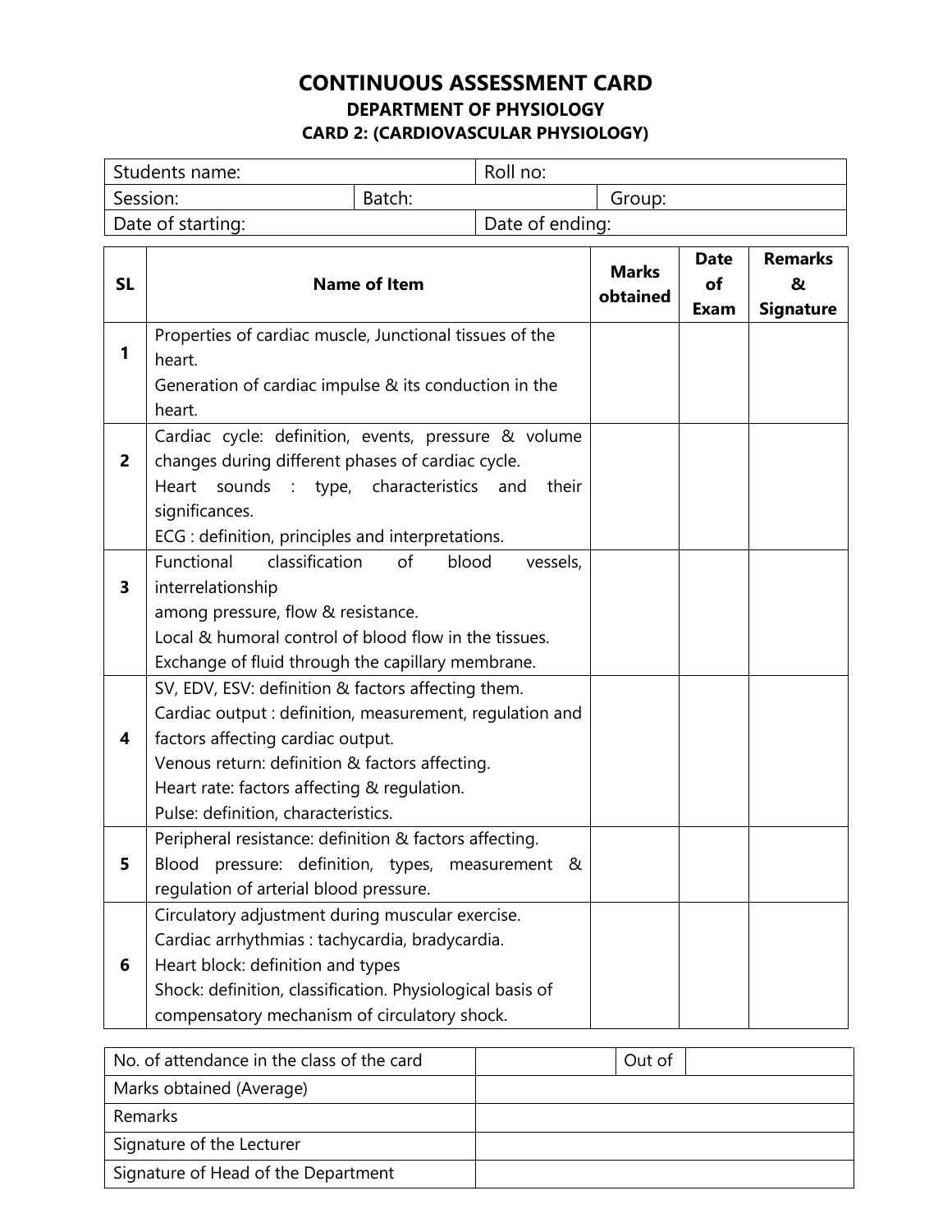# CONTINUOUS ASSESSMENT CARD

## DEPARTMENT OF PHYSIOLOGY

### CARD 2: (CARDIOVASCULAR PHYSIOLOGY)

| Students name: | | Roll no: |
|---|---|---|
| Session: | Batch: | Group: |
| Date of starting: | | Date of ending: |

| SL | Name of Item | Marks obtained | Date of Exam | Remarks & Signature |
|---|---|---|---|---|
| 1 | Properties of cardiac muscle, Junctional tissues of the heart.<br>Generation of cardiac impulse & its conduction in the heart. | | | |
| 2 | Cardiac cycle: definition, events, pressure & volume changes during different phases of cardiac cycle.<br>Heart sounds : type, characteristics and their significances.<br>ECG : definition, principles and interpretations. | | | |
| 3 | Functional classification of blood vessels, interrelationship<br>among pressure, flow & resistance.<br>Local & humoral control of blood flow in the tissues.<br>Exchange of fluid through the capillary membrane. | | | |
| 4 | SV, EDV, ESV: definition & factors affecting them.<br>Cardiac output : definition, measurement, regulation and factors affecting cardiac output.<br>Venous return: definition & factors affecting.<br>Heart rate: factors affecting & regulation.<br>Pulse: definition, characteristics. | | | |
| 5 | Peripheral resistance: definition & factors affecting.<br>Blood pressure: definition, types, measurement & regulation of arterial blood pressure. | | | |
| 6 | Circulatory adjustment during muscular exercise.<br>Cardiac arrhythmias : tachycardia, bradycardia.<br>Heart block: definition and types<br>Shock: definition, classification. Physiological basis of compensatory mechanism of circulatory shock. | | | |

| No. of attendance in the class of the card | | Out of | |
|---|---|---|---|
| Marks obtained (Average) | | | |
| Remarks | | | |
| Signature of the Lecturer | | | |
| Signature of Head of the Department | | | |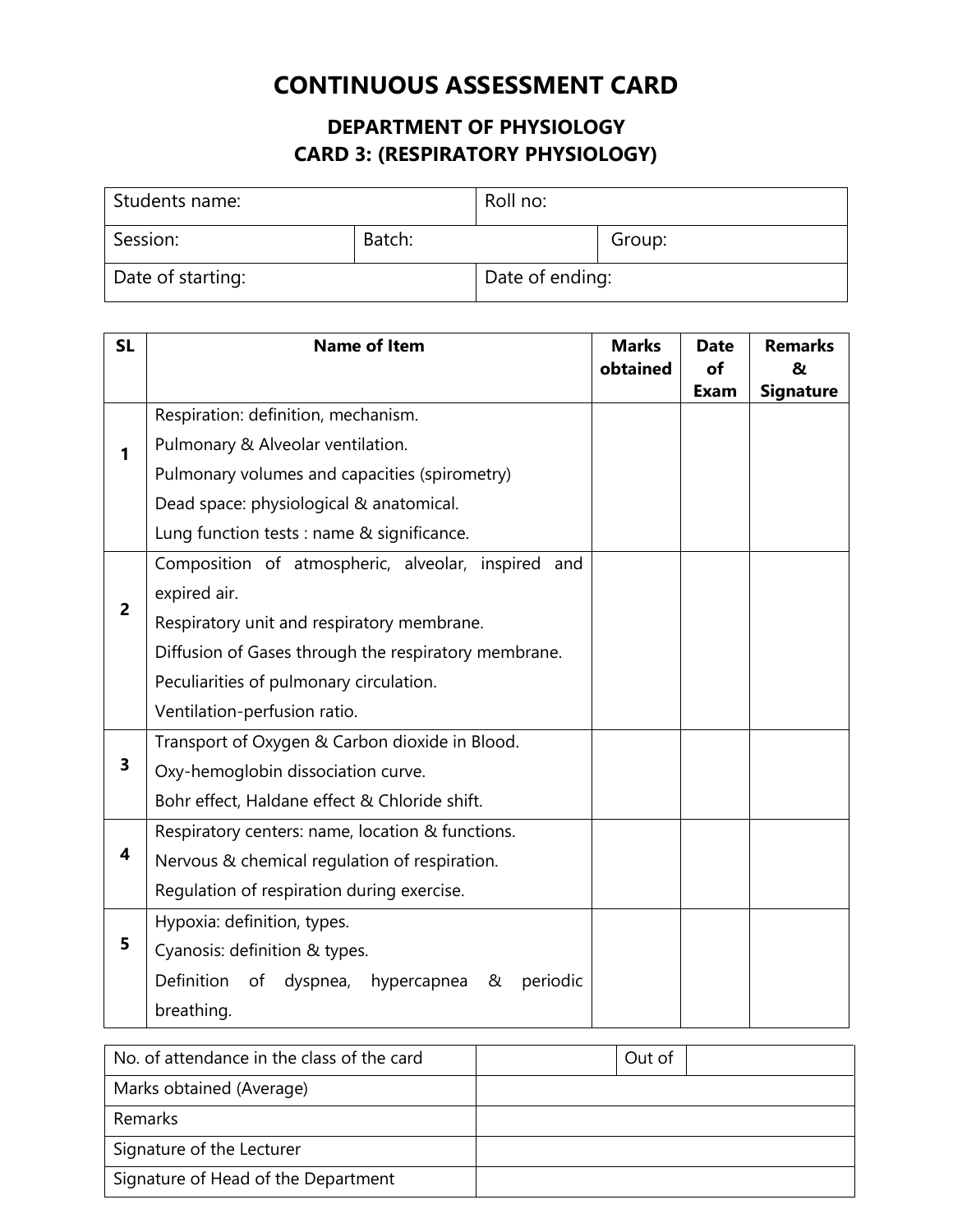# CONTINUOUS ASSESSMENT CARD

## DEPARTMENT OF PHYSIOLOGY

## CARD 3: (RESPIRATORY PHYSIOLOGY)

| Students name: | | Roll no: | |
|---|---|---|---|
| Session: | Batch: | | Group: |
| Date of starting: | | Date of ending: | |

| SL | Name of Item | Marks obtained | Date of Exam | Remarks & Signature |
|---|---|---|---|---|
| 1 | Respiration: definition, mechanism.<br>Pulmonary & Alveolar ventilation.<br>Pulmonary volumes and capacities (spirometry)<br>Dead space: physiological & anatomical.<br>Lung function tests : name & significance. | | | |
| 2 | Composition of atmospheric, alveolar, inspired and expired air.<br>Respiratory unit and respiratory membrane.<br>Diffusion of Gases through the respiratory membrane.<br>Peculiarities of pulmonary circulation.<br>Ventilation-perfusion ratio. | | | |
| 3 | Transport of Oxygen & Carbon dioxide in Blood.<br>Oxy-hemoglobin dissociation curve.<br>Bohr effect, Haldane effect & Chloride shift. | | | |
| 4 | Respiratory centers: name, location & functions.<br>Nervous & chemical regulation of respiration.<br>Regulation of respiration during exercise. | | | |
| 5 | Hypoxia: definition, types.<br>Cyanosis: definition & types.<br>Definition of dyspnea, hypercapnea & periodic breathing. | | | |

| No. of attendance in the class of the card | | Out of | |
|---|---|---|---|
| Marks obtained (Average) | | | |
| Remarks | | | |
| Signature of the Lecturer | | | |
| Signature of Head of the Department | | | |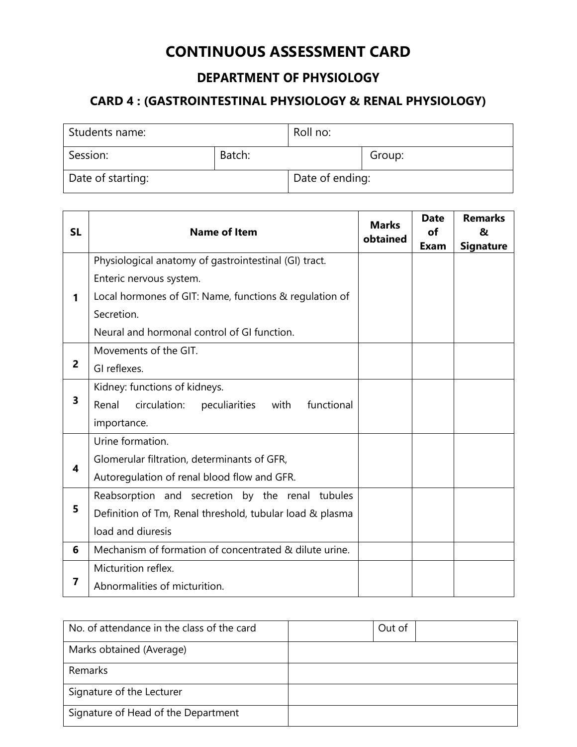# CONTINUOUS ASSESSMENT CARD

## DEPARTMENT OF PHYSIOLOGY

### CARD 4 : (GASTROINTESTINAL PHYSIOLOGY & RENAL PHYSIOLOGY)

| Students name: | | Roll no: | |
|---|---|---|---|
| Session: | Batch: | | Group: |
| Date of starting: | | Date of ending: | |

| SL | Name of Item | Marks obtained | Date of Exam | Remarks & Signature |
|---|---|---|---|---|
| 1 | Physiological anatomy of gastrointestinal (GI) tract.<br>Enteric nervous system.<br>Local hormones of GIT: Name, functions & regulation of Secretion.<br>Neural and hormonal control of GI function. | | | |
| 2 | Movements of the GIT.<br>GI reflexes. | | | |
| 3 | Kidney: functions of kidneys.<br>Renal circulation: peculiarities with functional importance. | | | |
| 4 | Urine formation.<br>Glomerular filtration, determinants of GFR,<br>Autoregulation of renal blood flow and GFR. | | | |
| 5 | Reabsorption and secretion by the renal tubules<br>Definition of Tm, Renal threshold, tubular load & plasma load and diuresis | | | |
| 6 | Mechanism of formation of concentrated & dilute urine. | | | |
| 7 | Micturition reflex.<br>Abnormalities of micturition. | | | |

| No. of attendance in the class of the card | | Out of | |
|---|---|---|---|
| Marks obtained (Average) | | | |
| Remarks | | | |
| Signature of the Lecturer | | | |
| Signature of Head of the Department | | | |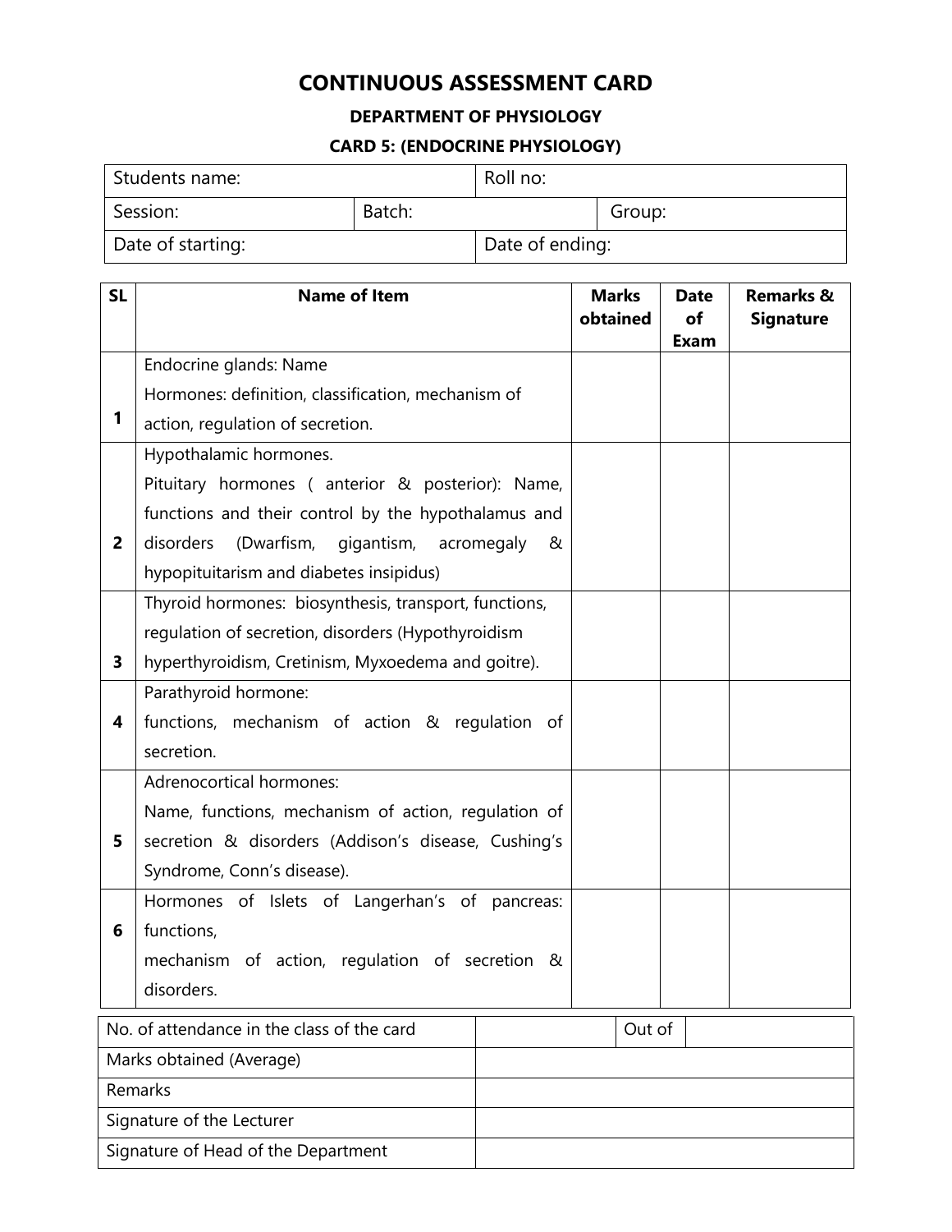# CONTINUOUS ASSESSMENT CARD

## DEPARTMENT OF PHYSIOLOGY

### CARD 5: (ENDOCRINE PHYSIOLOGY)

| Students name: | | Roll no: | |
|---|---|---|---|
| Session: | Batch: | | Group: |
| Date of starting: | | Date of ending: | |

| SL | Name of Item | Marks obtained | Date of Exam | Remarks & Signature |
|---|---|---|---|---|
| 1 | Endocrine glands: Name<br>Hormones: definition, classification, mechanism of action, regulation of secretion. | | | |
| 2 | Hypothalamic hormones.<br>Pituitary hormones ( anterior & posterior): Name, functions and their control by the hypothalamus and disorders (Dwarfism, gigantism, acromegaly & hypopituitarism and diabetes insipidus) | | | |
| 3 | Thyroid hormones: biosynthesis, transport, functions, regulation of secretion, disorders (Hypothyroidism hyperthyroidism, Cretinism, Myxoedema and goitre). | | | |
| 4 | Parathyroid hormone:<br>functions, mechanism of action & regulation of secretion. | | | |
| 5 | Adrenocortical hormones:<br>Name, functions, mechanism of action, regulation of secretion & disorders (Addison's disease, Cushing's Syndrome, Conn's disease). | | | |
| 6 | Hormones of Islets of Langerhan's of pancreas: functions,<br>mechanism of action, regulation of secretion & disorders. | | | |

| No. of attendance in the class of the card | | Out of | |
|---|---|---|---|
| Marks obtained (Average) | | | |
| Remarks | | | |
| Signature of the Lecturer | | | |
| Signature of Head of the Department | | | |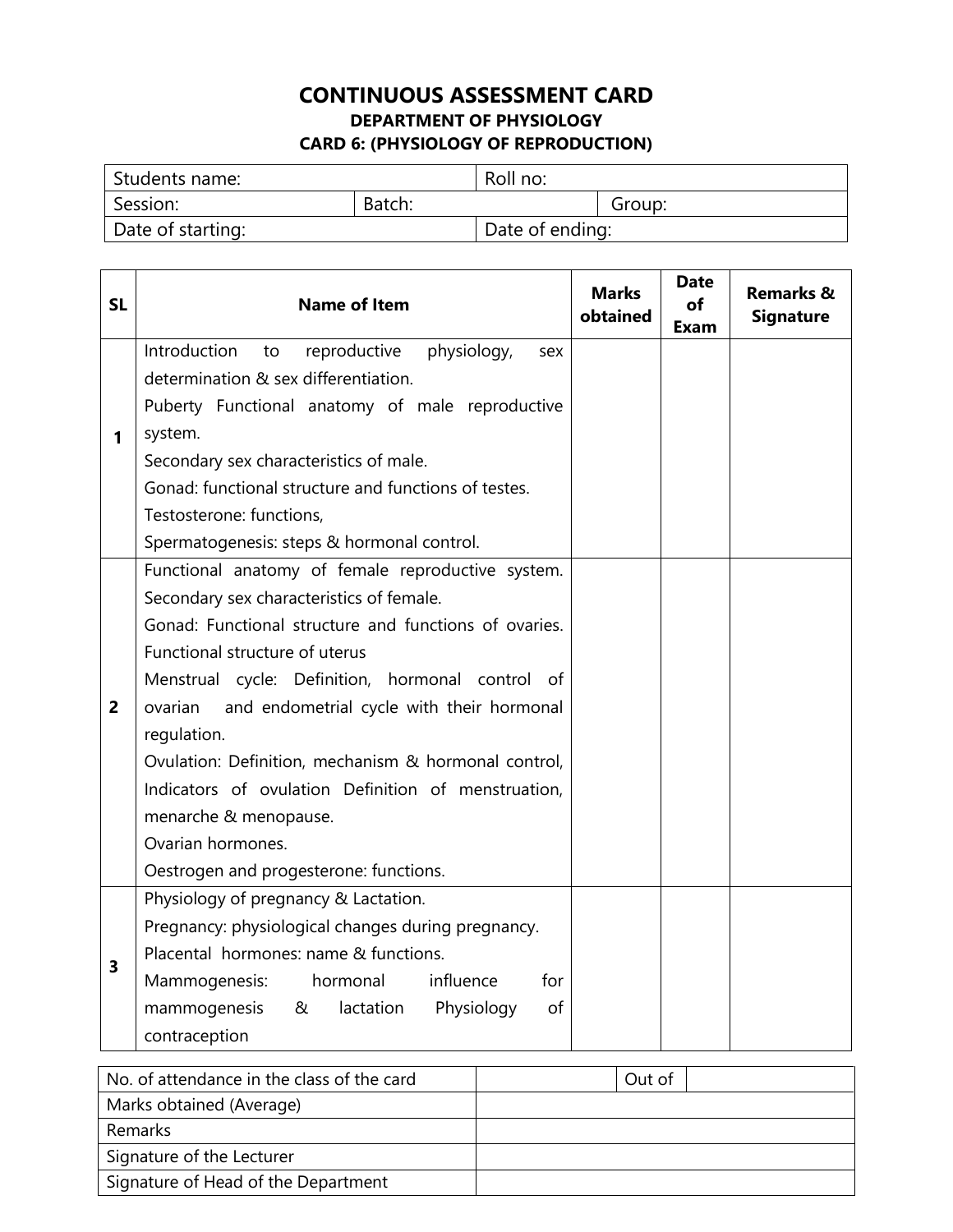# CONTINUOUS ASSESSMENT CARD

## DEPARTMENT OF PHYSIOLOGY

### CARD 6: (PHYSIOLOGY OF REPRODUCTION)

| Students name: | | Roll no: |
|---|---|---|
| Session: | Batch: | Group: |
| Date of starting: | | Date of ending: |

| SL | Name of Item | Marks obtained | Date of Exam | Remarks & Signature |
|---|---|---|---|---|
| 1 | Introduction to reproductive physiology, sex determination & sex differentiation.<br>Puberty Functional anatomy of male reproductive system.<br>Secondary sex characteristics of male.<br>Gonad: functional structure and functions of testes.<br>Testosterone: functions,<br>Spermatogenesis: steps & hormonal control. | | | |
| 2 | Functional anatomy of female reproductive system.<br>Secondary sex characteristics of female.<br>Gonad: Functional structure and functions of ovaries.<br>Functional structure of uterus<br>Menstrual cycle: Definition, hormonal control of ovarian and endometrial cycle with their hormonal regulation.<br>Ovulation: Definition, mechanism & hormonal control, Indicators of ovulation Definition of menstruation, menarche & menopause.<br>Ovarian hormones.<br>Oestrogen and progesterone: functions. | | | |
| 3 | Physiology of pregnancy & Lactation.<br>Pregnancy: physiological changes during pregnancy.<br>Placental hormones: name & functions.<br>Mammogenesis: hormonal influence for mammogenesis & lactation Physiology of contraception | | | |

| No. of attendance in the class of the card | | Out of | |
|---|---|---|---|
| Marks obtained (Average) | | | |
| Remarks | | | |
| Signature of the Lecturer | | | |
| Signature of Head of the Department | | | |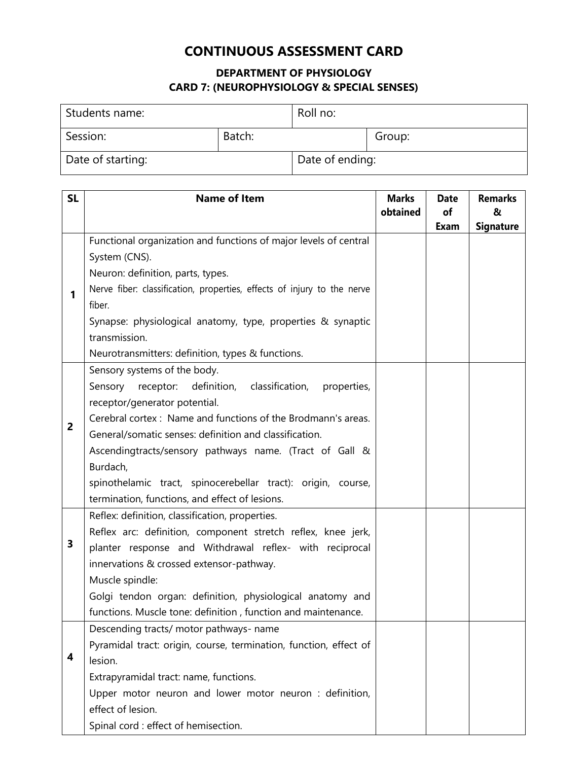# CONTINUOUS ASSESSMENT CARD

## DEPARTMENT OF PHYSIOLOGY

### CARD 7: (NEUROPHYSIOLOGY & SPECIAL SENSES)

| Students name: | | Roll no: |
|---|---|---|
| Session: | Batch: | Group: |
| Date of starting: | | Date of ending: |

| SL | Name of Item | Marks obtained | Date of Exam | Remarks & Signature |
|---|---|---|---|---|
| 1 | Functional organization and functions of major levels of central System (CNS).<br>Neuron: definition, parts, types.<br>Nerve fiber: classification, properties, effects of injury to the nerve fiber.<br>Synapse: physiological anatomy, type, properties & synaptic transmission.<br>Neurotransmitters: definition, types & functions. | | | |
| 2 | Sensory systems of the body.<br>Sensory receptor: definition, classification, properties, receptor/generator potential.<br>Cerebral cortex : Name and functions of the Brodmann's areas.<br>General/somatic senses: definition and classification.<br>Ascendingtracts/sensory pathways name. (Tract of Gall & Burdach,<br>spinothelamic tract, spinocerebellar tract): origin, course, termination, functions, and effect of lesions. | | | |
| 3 | Reflex: definition, classification, properties.<br>Reflex arc: definition, component stretch reflex, knee jerk, planter response and Withdrawal reflex- with reciprocal innervations & crossed extensor-pathway.<br>Muscle spindle:<br>Golgi tendon organ: definition, physiological anatomy and functions. Muscle tone: definition , function and maintenance. | | | |
| 4 | Descending tracts/ motor pathways- name<br>Pyramidal tract: origin, course, termination, function, effect of lesion.<br>Extrapyramidal tract: name, functions.<br>Upper motor neuron and lower motor neuron : definition, effect of lesion.<br>Spinal cord : effect of hemisection. | | | |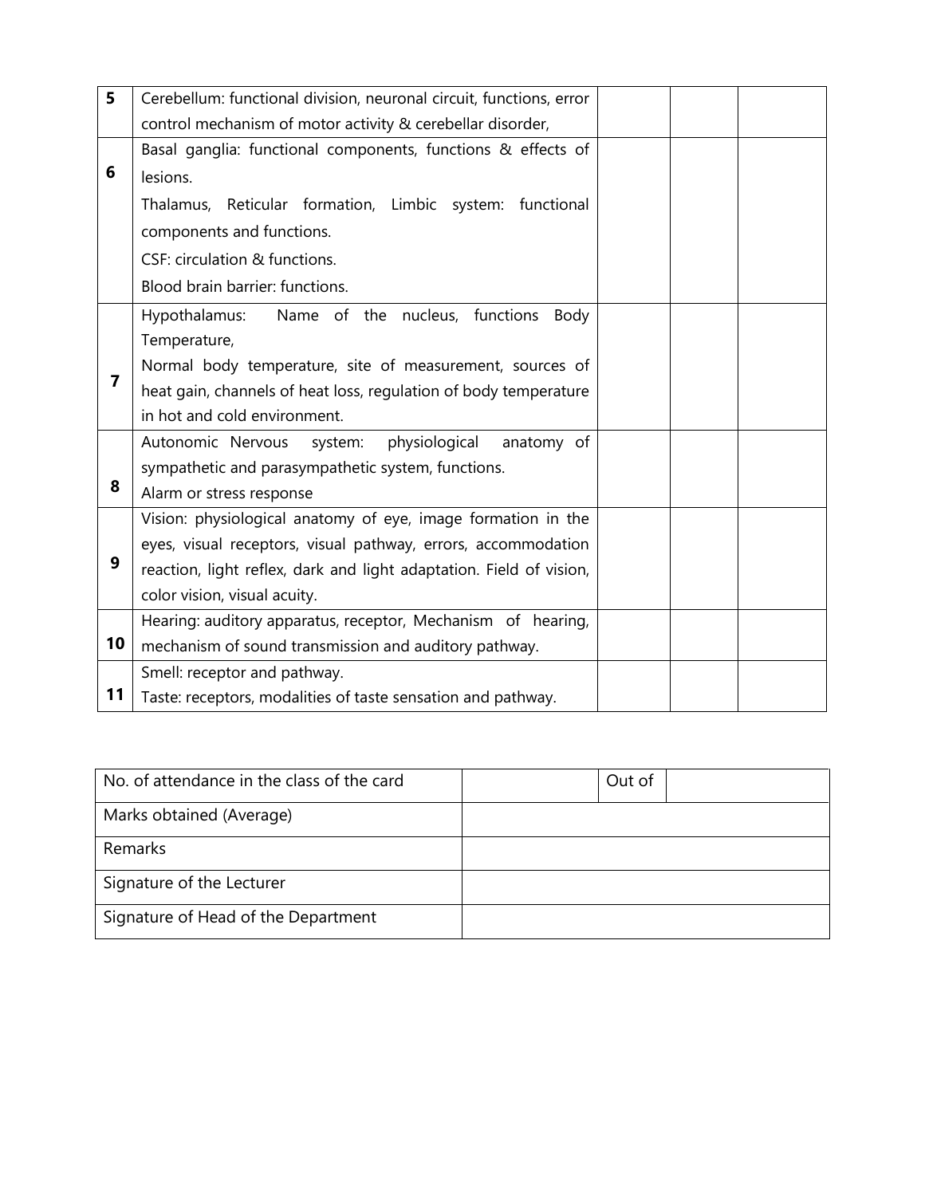| | | | | |
|---|---|---|---|---|
| **5** | Cerebellum: functional division, neuronal circuit, functions, error control mechanism of motor activity & cerebellar disorder, | | | |
| **6** | Basal ganglia: functional components, functions & effects of lesions.<br>Thalamus, Reticular formation, Limbic system: functional components and functions.<br>CSF: circulation & functions.<br>Blood brain barrier: functions. | | | |
| **7** | Hypothalamus: Name of the nucleus, functions Body Temperature,<br>Normal body temperature, site of measurement, sources of heat gain, channels of heat loss, regulation of body temperature in hot and cold environment. | | | |
| **8** | Autonomic Nervous system: physiological anatomy of sympathetic and parasympathetic system, functions.<br>Alarm or stress response | | | |
| **9** | Vision: physiological anatomy of eye, image formation in the eyes, visual receptors, visual pathway, errors, accommodation reaction, light reflex, dark and light adaptation. Field of vision, color vision, visual acuity. | | | |
| **10** | Hearing: auditory apparatus, receptor, Mechanism of hearing, mechanism of sound transmission and auditory pathway. | | | |
| **11** | Smell: receptor and pathway.<br>Taste: receptors, modalities of taste sensation and pathway. | | | |

| | | | |
|---|---|---|---|
| No. of attendance in the class of the card | | Out of | |
| Marks obtained (Average) | | | |
| Remarks | | | |
| Signature of the Lecturer | | | |
| Signature of Head of the Department | | | |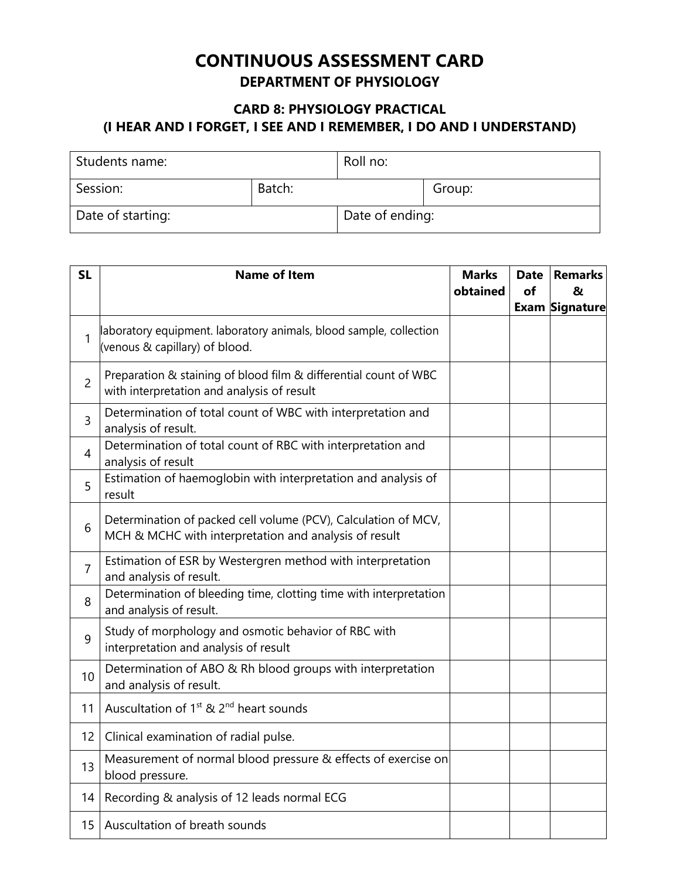# CONTINUOUS ASSESSMENT CARD

## DEPARTMENT OF PHYSIOLOGY

### CARD 8: PHYSIOLOGY PRACTICAL
### (I HEAR AND I FORGET, I SEE AND I REMEMBER, I DO AND I UNDERSTAND)

| Students name: | | Roll no: | |
|---|---|---|---|
| Session: | Batch: | | Group: |
| Date of starting: | | Date of ending: | |

| SL | Name of Item | Marks obtained | Date of Exam | Remarks & Signature |
|---|---|---|---|---|
| 1 | laboratory equipment. laboratory animals, blood sample, collection (venous & capillary) of blood. | | | |
| 2 | Preparation & staining of blood film & differential count of WBC with interpretation and analysis of result | | | |
| 3 | Determination of total count of WBC with interpretation and analysis of result. | | | |
| 4 | Determination of total count of RBC with interpretation and analysis of result | | | |
| 5 | Estimation of haemoglobin with interpretation and analysis of result | | | |
| 6 | Determination of packed cell volume (PCV), Calculation of MCV, MCH & MCHC with interpretation and analysis of result | | | |
| 7 | Estimation of ESR by Westergren method with interpretation and analysis of result. | | | |
| 8 | Determination of bleeding time, clotting time with interpretation and analysis of result. | | | |
| 9 | Study of morphology and osmotic behavior of RBC with interpretation and analysis of result | | | |
| 10 | Determination of ABO & Rh blood groups with interpretation and analysis of result. | | | |
| 11 | Auscultation of $1^{st}$ & $2^{nd}$ heart sounds | | | |
| 12 | Clinical examination of radial pulse. | | | |
| 13 | Measurement of normal blood pressure & effects of exercise on blood pressure. | | | |
| 14 | Recording & analysis of 12 leads normal ECG | | | |
| 15 | Auscultation of breath sounds | | | |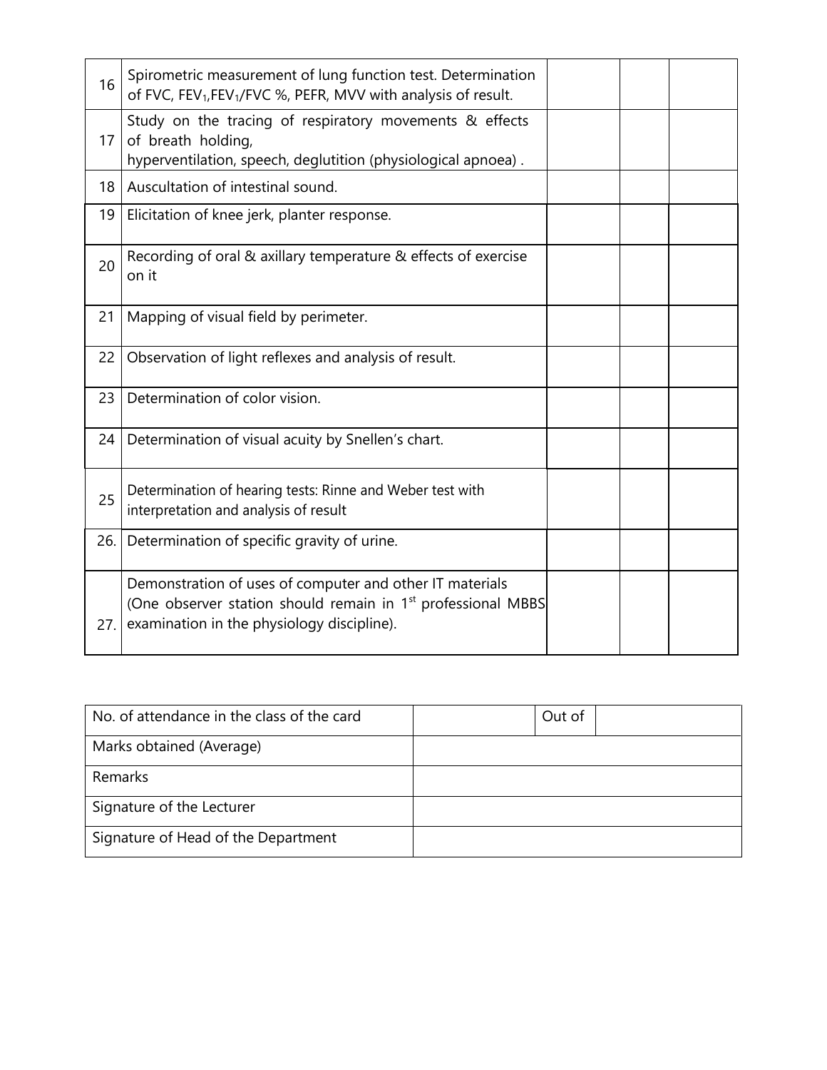| | | | | |
|---|---|---|---|---|
| 16 | Spirometric measurement of lung function test. Determination of FVC, $FEV_1$,$FEV_1$/FVC %, PEFR, MVV with analysis of result. | | | |
| 17 | Study on the tracing of respiratory movements & effects of breath holding, hyperventilation, speech, deglutition (physiological apnoea) . | | | |
| 18 | Auscultation of intestinal sound. | | | |
| 19 | Elicitation of knee jerk, planter response. | | | |
| 20 | Recording of oral & axillary temperature & effects of exercise on it | | | |
| 21 | Mapping of visual field by perimeter. | | | |
| 22 | Observation of light reflexes and analysis of result. | | | |
| 23 | Determination of color vision. | | | |
| 24 | Determination of visual acuity by Snellen's chart. | | | |
| 25 | Determination of hearing tests: Rinne and Weber test with interpretation and analysis of result | | | |
| 26. | Determination of specific gravity of urine. | | | |
| 27. | Demonstration of uses of computer and other IT materials (One observer station should remain in 1st professional MBBS examination in the physiology discipline). | | | |

| | | | |
|---|---|---|---|
| No. of attendance in the class of the card | | Out of | |
| Marks obtained (Average) | | | |
| Remarks | | | |
| Signature of the Lecturer | | | |
| Signature of Head of the Department | | | |